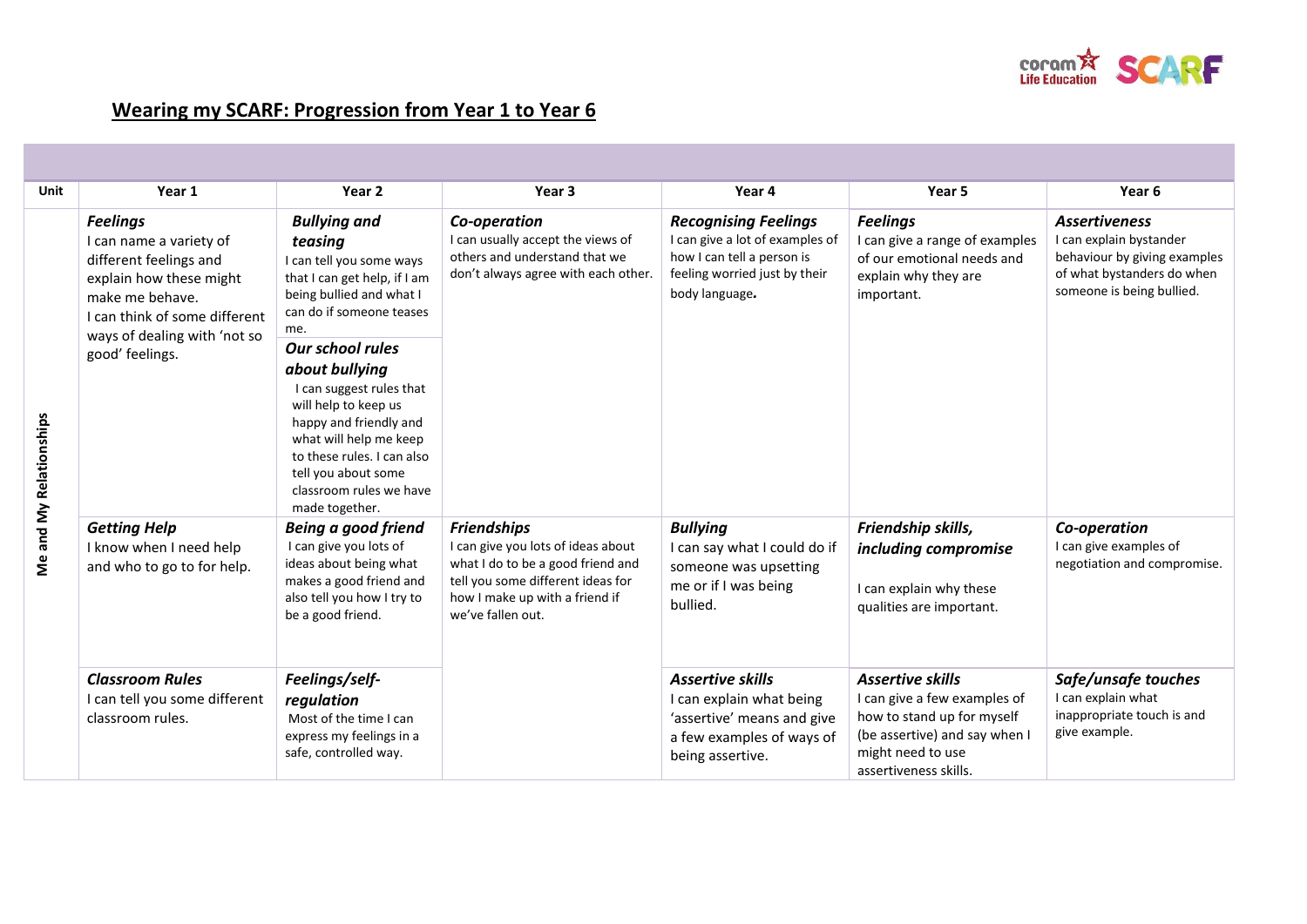## Wearing my SCARF: Progression from Year 1 to Year 6

| Unit | Year 1 | Year 2 | Year 3 | Year 4 | Year 5 | Year 6 |
|---|---|---|---|---|---|---|
| Me and My Relationships | ***Feelings*** I can name a variety of different feelings and explain how these might make me behave. I can think of some different ways of dealing with 'not so good' feelings. | ***Bullying and teasing*** I can tell you some ways that I can get help, if I am being bullied and what I can do if someone teases me. ***Our school rules about bullying*** I can suggest rules that will help to keep us happy and friendly and what will help me keep to these rules. I can also tell you about some classroom rules we have made together. | ***Co-operation*** I can usually accept the views of others and understand that we don't always agree with each other. | ***Recognising Feelings*** I can give a lot of examples of how I can tell a person is feeling worried just by their body language. | ***Feelings*** I can give a range of examples of our emotional needs and explain why they are important. | ***Assertiveness*** I can explain bystander behaviour by giving examples of what bystanders do when someone is being bullied. |
| | ***Getting Help*** I know when I need help and who to go to for help. | ***Being a good friend*** I can give you lots of ideas about being what makes a good friend and also tell you how I try to be a good friend. | ***Friendships*** I can give you lots of ideas about what I do to be a good friend and tell you some different ideas for how I make up with a friend if we've fallen out. | ***Bullying*** I can say what I could do if someone was upsetting me or if I was being bullied. | ***Friendship skills, including compromise*** I can explain why these qualities are important. | ***Co-operation*** I can give examples of negotiation and compromise. |
| | ***Classroom Rules*** I can tell you some different classroom rules. | ***Feelings/self-regulation*** Most of the time I can express my feelings in a safe, controlled way. | | ***Assertive skills*** I can explain what being 'assertive' means and give a few examples of ways of being assertive. | ***Assertive skills*** I can give a few examples of how to stand up for myself (be assertive) and say when I might need to use assertiveness skills. | ***Safe/unsafe touches*** I can explain what inappropriate touch is and give example. |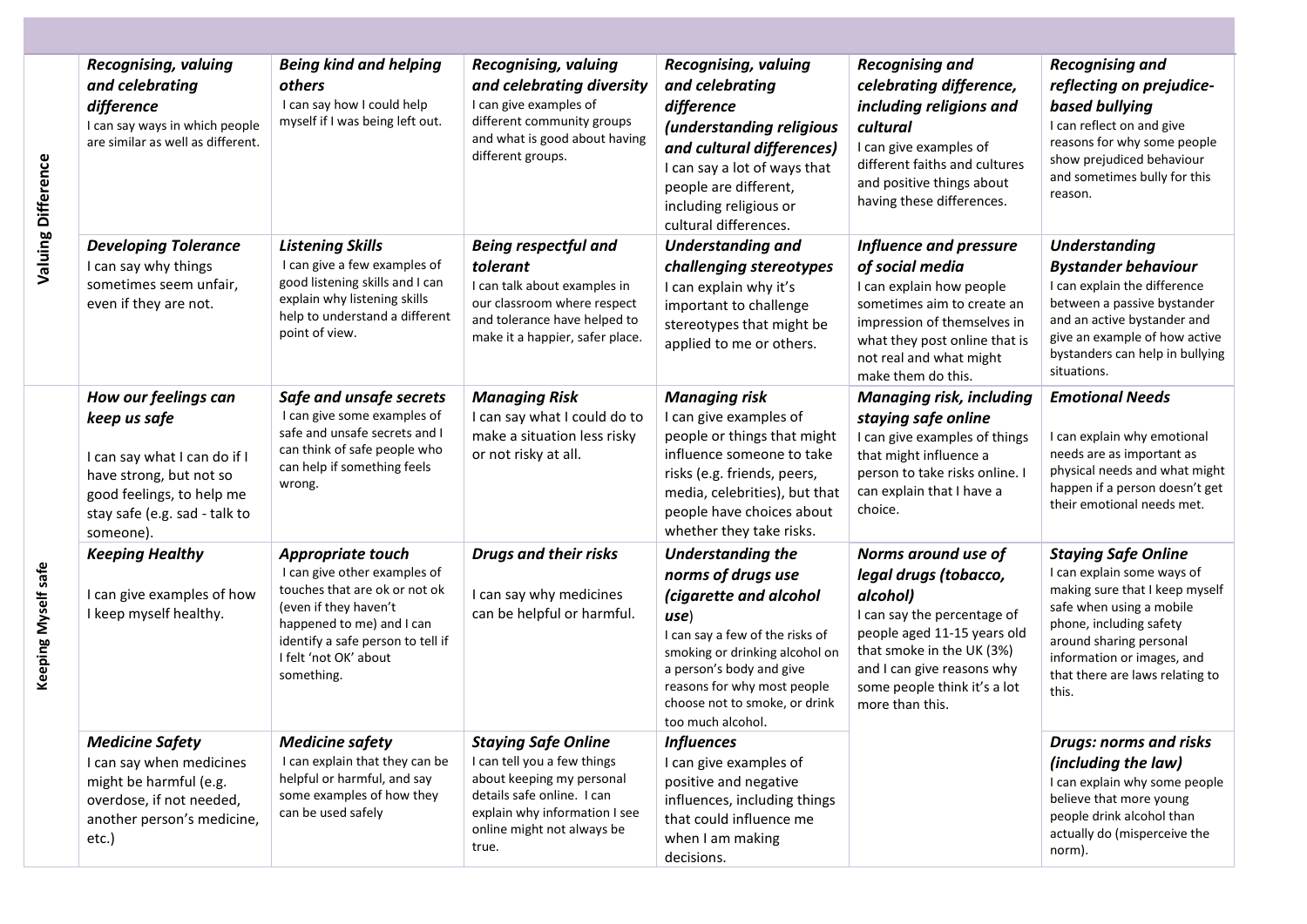| | | | | | | |
|---|---|---|---|---|---|---|
| **Valuing Difference** | ***Recognising, valuing and celebrating difference*** I can say ways in which people are similar as well as different. | ***Being kind and helping others*** I can say how I could help myself if I was being left out. | ***Recognising, valuing and celebrating diversity*** I can give examples of different community groups and what is good about having different groups. | ***Recognising, valuing and celebrating difference (understanding religious and cultural differences)*** I can say a lot of ways that people are different, including religious or cultural differences. | ***Recognising and celebrating difference, including religions and cultural*** I can give examples of different faiths and cultures and positive things about having these differences. | ***Recognising and reflecting on prejudice-based bullying*** I can reflect on and give reasons for why some people show prejudiced behaviour and sometimes bully for this reason. |
| | ***Developing Tolerance*** I can say why things sometimes seem unfair, even if they are not. | ***Listening Skills*** I can give a few examples of good listening skills and I can explain why listening skills help to understand a different point of view. | ***Being respectful and tolerant*** I can talk about examples in our classroom where respect and tolerance have helped to make it a happier, safer place. | ***Understanding and challenging stereotypes*** I can explain why it's important to challenge stereotypes that might be applied to me or others. | ***Influence and pressure of social media*** I can explain how people sometimes aim to create an impression of themselves in what they post online that is not real and what might make them do this. | ***Understanding Bystander behaviour*** I can explain the difference between a passive bystander and an active bystander and give an example of how active bystanders can help in bullying situations. |
| **Keeping Myself safe** | ***How our feelings can keep us safe*** I can say what I can do if I have strong, but not so good feelings, to help me stay safe (e.g. sad - talk to someone). | ***Safe and unsafe secrets*** I can give some examples of safe and unsafe secrets and I can think of safe people who can help if something feels wrong. | ***Managing Risk*** I can say what I could do to make a situation less risky or not risky at all. | ***Managing risk*** I can give examples of people or things that might influence someone to take risks (e.g. friends, peers, media, celebrities), but that people have choices about whether they take risks. | ***Managing risk, including staying safe online*** I can give examples of things that might influence a person to take risks online. I can explain that I have a choice. | ***Emotional Needs*** I can explain why emotional needs are as important as physical needs and what might happen if a person doesn't get their emotional needs met. |
| | ***Keeping Healthy*** I can give examples of how I keep myself healthy. | ***Appropriate touch*** I can give other examples of touches that are ok or not ok (even if they haven't happened to me) and I can identify a safe person to tell if I felt 'not OK' about something. | ***Drugs and their risks*** I can say why medicines can be helpful or harmful. | ***Understanding the norms of drugs use (cigarette and alcohol use)*** I can say a few of the risks of smoking or drinking alcohol on a person's body and give reasons for why most people choose not to smoke, or drink too much alcohol. | ***Norms around use of legal drugs (tobacco, alcohol)*** I can say the percentage of people aged 11-15 years old that smoke in the UK (3%) and I can give reasons why some people think it's a lot more than this. | ***Staying Safe Online*** I can explain some ways of making sure that I keep myself safe when using a mobile phone, including safety around sharing personal information or images, and that there are laws relating to this. |
| | ***Medicine Safety*** I can say when medicines might be harmful (e.g. overdose, if not needed, another person's medicine, etc.) | ***Medicine safety*** I can explain that they can be helpful or harmful, and say some examples of how they can be used safely | ***Staying Safe Online*** I can tell you a few things about keeping my personal details safe online. I can explain why information I see online might not always be true. | ***Influences*** I can give examples of positive and negative influences, including things that could influence me when I am making decisions. | | ***Drugs: norms and risks (including the law)*** I can explain why some people believe that more young people drink alcohol than actually do (misperceive the norm). |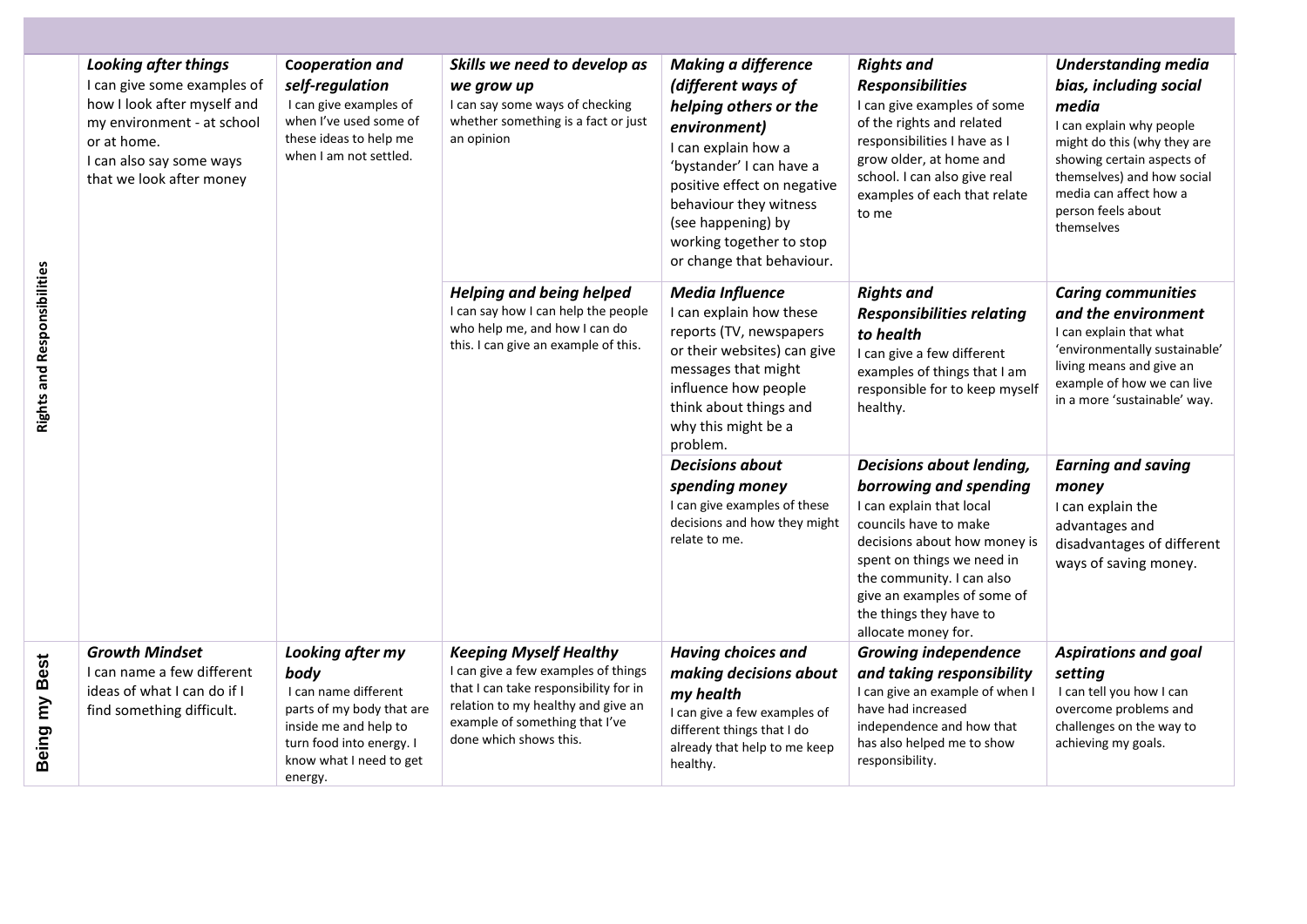| | | | | | | |
|---|---|---|---|---|---|---|
| **Rights and Responsibilities** | ***Looking after things*** I can give some examples of how I look after myself and my environment - at school or at home. I can also say some ways that we look after money | ***Cooperation and self-regulation*** I can give examples of when I've used some of these ideas to help me when I am not settled. | ***Skills we need to develop as we grow up*** I can say some ways of checking whether something is a fact or just an opinion | ***Making a difference (different ways of helping others or the environment)*** I can explain how a 'bystander' I can have a positive effect on negative behaviour they witness (see happening) by working together to stop or change that behaviour. | ***Rights and Responsibilities*** I can give examples of some of the rights and related responsibilities I have as I grow older, at home and school. I can also give real examples of each that relate to me | ***Understanding media bias, including social media*** I can explain why people might do this (why they are showing certain aspects of themselves) and how social media can affect how a person feels about themselves |
| | | | ***Helping and being helped*** I can say how I can help the people who help me, and how I can do this. I can give an example of this. | ***Media Influence*** I can explain how these reports (TV, newspapers or their websites) can give messages that might influence how people think about things and why this might be a problem. | ***Rights and Responsibilities relating to health*** I can give a few different examples of things that I am responsible for to keep myself healthy. | ***Caring communities and the environment*** I can explain that what 'environmentally sustainable' living means and give an example of how we can live in a more 'sustainable' way. |
| | | | | ***Decisions about spending money*** I can give examples of these decisions and how they might relate to me. | ***Decisions about lending, borrowing and spending*** I can explain that local councils have to make decisions about how money is spent on things we need in the community. I can also give an examples of some of the things they have to allocate money for. | ***Earning and saving money*** I can explain the advantages and disadvantages of different ways of saving money. |
| **Being my Best** | ***Growth Mindset*** I can name a few different ideas of what I can do if I find something difficult. | ***Looking after my body*** I can name different parts of my body that are inside me and help to turn food into energy. I know what I need to get energy. | ***Keeping Myself Healthy*** I can give a few examples of things that I can take responsibility for in relation to my healthy and give an example of something that I've done which shows this. | ***Having choices and making decisions about my health*** I can give a few examples of different things that I do already that help to me keep healthy. | ***Growing independence and taking responsibility*** I can give an example of when I have had increased independence and how that has also helped me to show responsibility. | ***Aspirations and goal setting*** I can tell you how I can overcome problems and challenges on the way to achieving my goals. |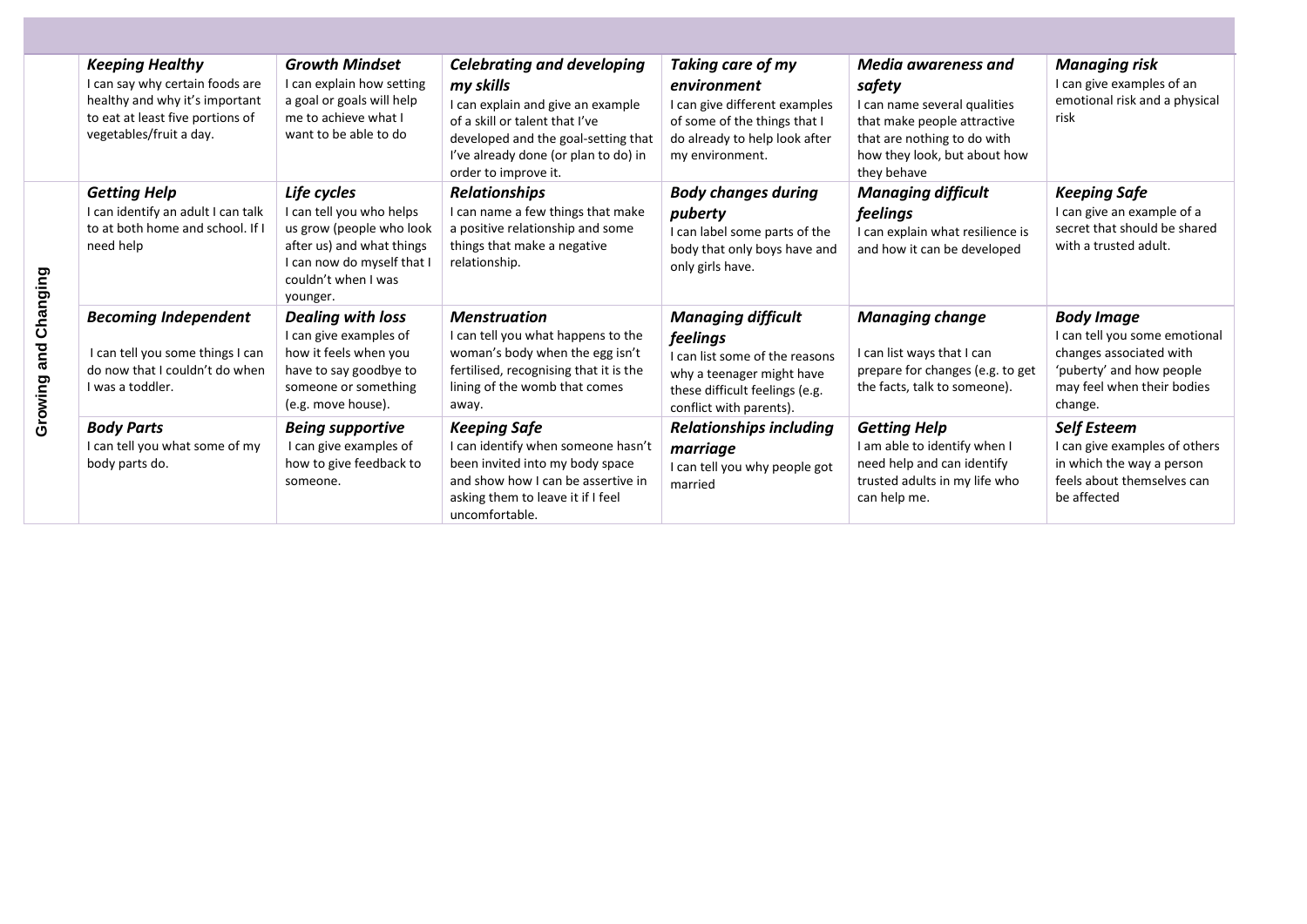| | | | | | | |
|---|---|---|---|---|---|---|
| | ***Keeping Healthy*** I can say why certain foods are healthy and why it's important to eat at least five portions of vegetables/fruit a day. | ***Growth Mindset*** I can explain how setting a goal or goals will help me to achieve what I want to be able to do | ***Celebrating and developing my skills*** I can explain and give an example of a skill or talent that I've developed and the goal-setting that I've already done (or plan to do) in order to improve it. | ***Taking care of my environment*** I can give different examples of some of the things that I do already to help look after my environment. | ***Media awareness and safety*** I can name several qualities that make people attractive that are nothing to do with how they look, but about how they behave | ***Managing risk*** I can give examples of an emotional risk and a physical risk |
| **Growing and Changing** | ***Getting Help*** I can identify an adult I can talk to at both home and school. If I need help | ***Life cycles*** I can tell you who helps us grow (people who look after us) and what things I can now do myself that I couldn't when I was younger. | ***Relationships*** I can name a few things that make a positive relationship and some things that make a negative relationship. | ***Body changes during puberty*** I can label some parts of the body that only boys have and only girls have. | ***Managing difficult feelings*** I can explain what resilience is and how it can be developed | ***Keeping Safe*** I can give an example of a secret that should be shared with a trusted adult. |
| | ***Becoming Independent*** I can tell you some things I can do now that I couldn't do when I was a toddler. | ***Dealing with loss*** I can give examples of how it feels when you have to say goodbye to someone or something (e.g. move house). | ***Menstruation*** I can tell you what happens to the woman's body when the egg isn't fertilised, recognising that it is the lining of the womb that comes away. | ***Managing difficult feelings*** I can list some of the reasons why a teenager might have these difficult feelings (e.g. conflict with parents). | ***Managing change*** I can list ways that I can prepare for changes (e.g. to get the facts, talk to someone). | ***Body Image*** I can tell you some emotional changes associated with 'puberty' and how people may feel when their bodies change. |
| | ***Body Parts*** I can tell you what some of my body parts do. | ***Being supportive*** I can give examples of how to give feedback to someone. | ***Keeping Safe*** I can identify when someone hasn't been invited into my body space and show how I can be assertive in asking them to leave it if I feel uncomfortable. | ***Relationships including marriage*** I can tell you why people got married | ***Getting Help*** I am able to identify when I need help and can identify trusted adults in my life who can help me. | ***Self Esteem*** I can give examples of others in which the way a person feels about themselves can be affected |